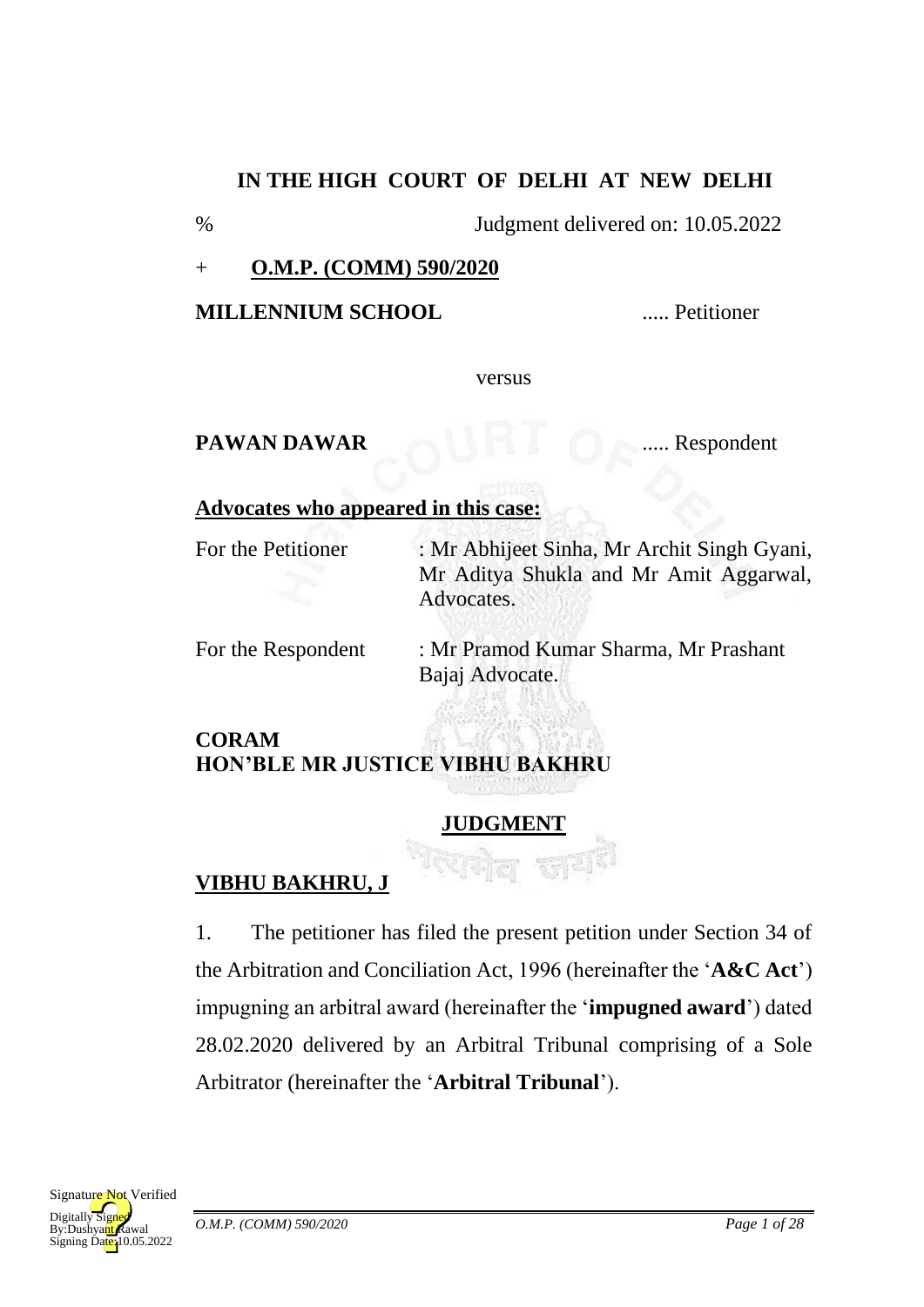# IN THE HIGH COURT OF DELHI AT NEW DELHI

% Judgment delivered on: 10.05.2022

+ **O.M.P. (COMM) 590/2020**

**MILLENNIUM SCHOOL** ..... Petitioner

versus

**PAWAN DAWAR** ..... Respondent

**Advocates who appeared in this case:**

For the Petitioner : Mr Abhijeet Sinha, Mr Archit Singh Gyani, Mr Aditya Shukla and Mr Amit Aggarwal, Advocates.

For the Respondent : Mr Pramod Kumar Sharma, Mr Prashant Bajaj Advocate.

**CORAM**
**HON'BLE MR JUSTICE VIBHU BAKHRU**

**JUDGMENT**

**VIBHU BAKHRU, J**

1. The petitioner has filed the present petition under Section 34 of the Arbitration and Conciliation Act, 1996 (hereinafter the '**A&C Act**') impugning an arbitral award (hereinafter the '**impugned award**') dated 28.02.2020 delivered by an Arbitral Tribunal comprising of a Sole Arbitrator (hereinafter the '**Arbitral Tribunal**').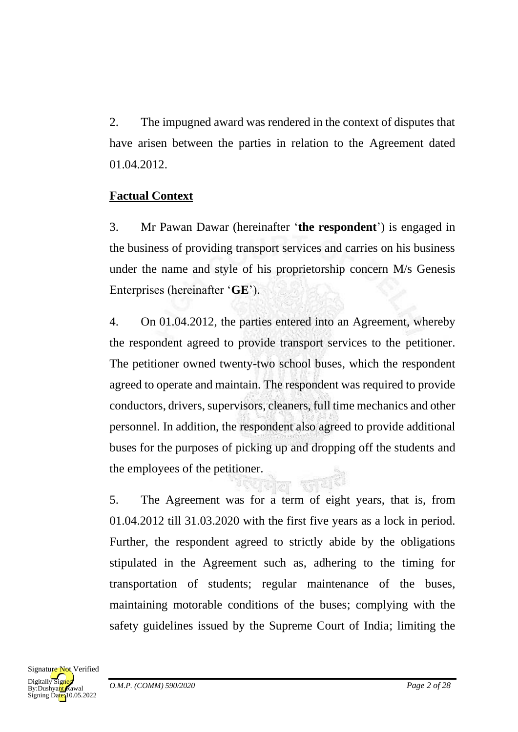2. The impugned award was rendered in the context of disputes that have arisen between the parties in relation to the Agreement dated 01.04.2012.

**Factual Context**

3. Mr Pawan Dawar (hereinafter '**the respondent**') is engaged in the business of providing transport services and carries on his business under the name and style of his proprietorship concern M/s Genesis Enterprises (hereinafter '**GE**').

4. On 01.04.2012, the parties entered into an Agreement, whereby the respondent agreed to provide transport services to the petitioner. The petitioner owned twenty-two school buses, which the respondent agreed to operate and maintain. The respondent was required to provide conductors, drivers, supervisors, cleaners, full time mechanics and other personnel. In addition, the respondent also agreed to provide additional buses for the purposes of picking up and dropping off the students and the employees of the petitioner.

5. The Agreement was for a term of eight years, that is, from 01.04.2012 till 31.03.2020 with the first five years as a lock in period. Further, the respondent agreed to strictly abide by the obligations stipulated in the Agreement such as, adhering to the timing for transportation of students; regular maintenance of the buses, maintaining motorable conditions of the buses; complying with the safety guidelines issued by the Supreme Court of India; limiting the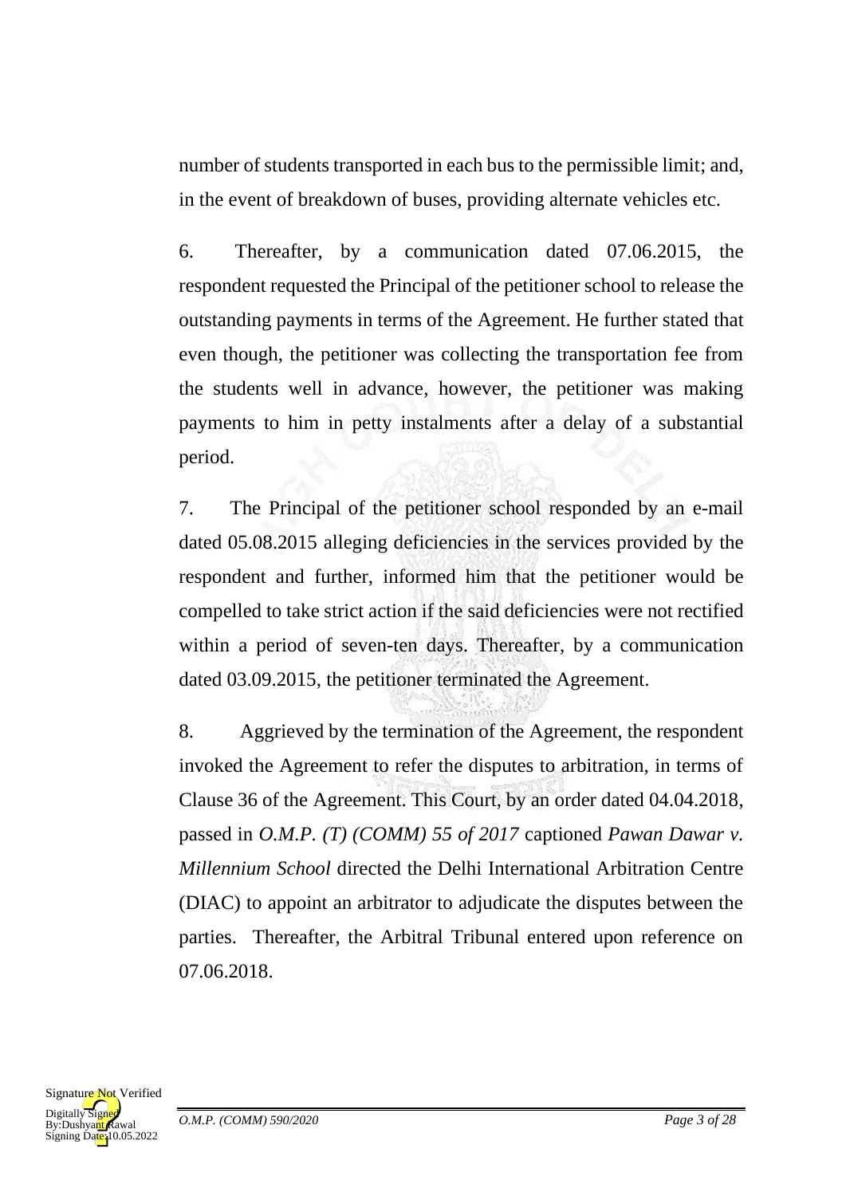number of students transported in each bus to the permissible limit; and, in the event of breakdown of buses, providing alternate vehicles etc.

6. Thereafter, by a communication dated 07.06.2015, the respondent requested the Principal of the petitioner school to release the outstanding payments in terms of the Agreement. He further stated that even though, the petitioner was collecting the transportation fee from the students well in advance, however, the petitioner was making payments to him in petty instalments after a delay of a substantial period.

7. The Principal of the petitioner school responded by an e-mail dated 05.08.2015 alleging deficiencies in the services provided by the respondent and further, informed him that the petitioner would be compelled to take strict action if the said deficiencies were not rectified within a period of seven-ten days. Thereafter, by a communication dated 03.09.2015, the petitioner terminated the Agreement.

8. Aggrieved by the termination of the Agreement, the respondent invoked the Agreement to refer the disputes to arbitration, in terms of Clause 36 of the Agreement. This Court, by an order dated 04.04.2018, passed in *O.M.P. (T) (COMM) 55 of 2017* captioned *Pawan Dawar v. Millennium School* directed the Delhi International Arbitration Centre (DIAC) to appoint an arbitrator to adjudicate the disputes between the parties. Thereafter, the Arbitral Tribunal entered upon reference on 07.06.2018.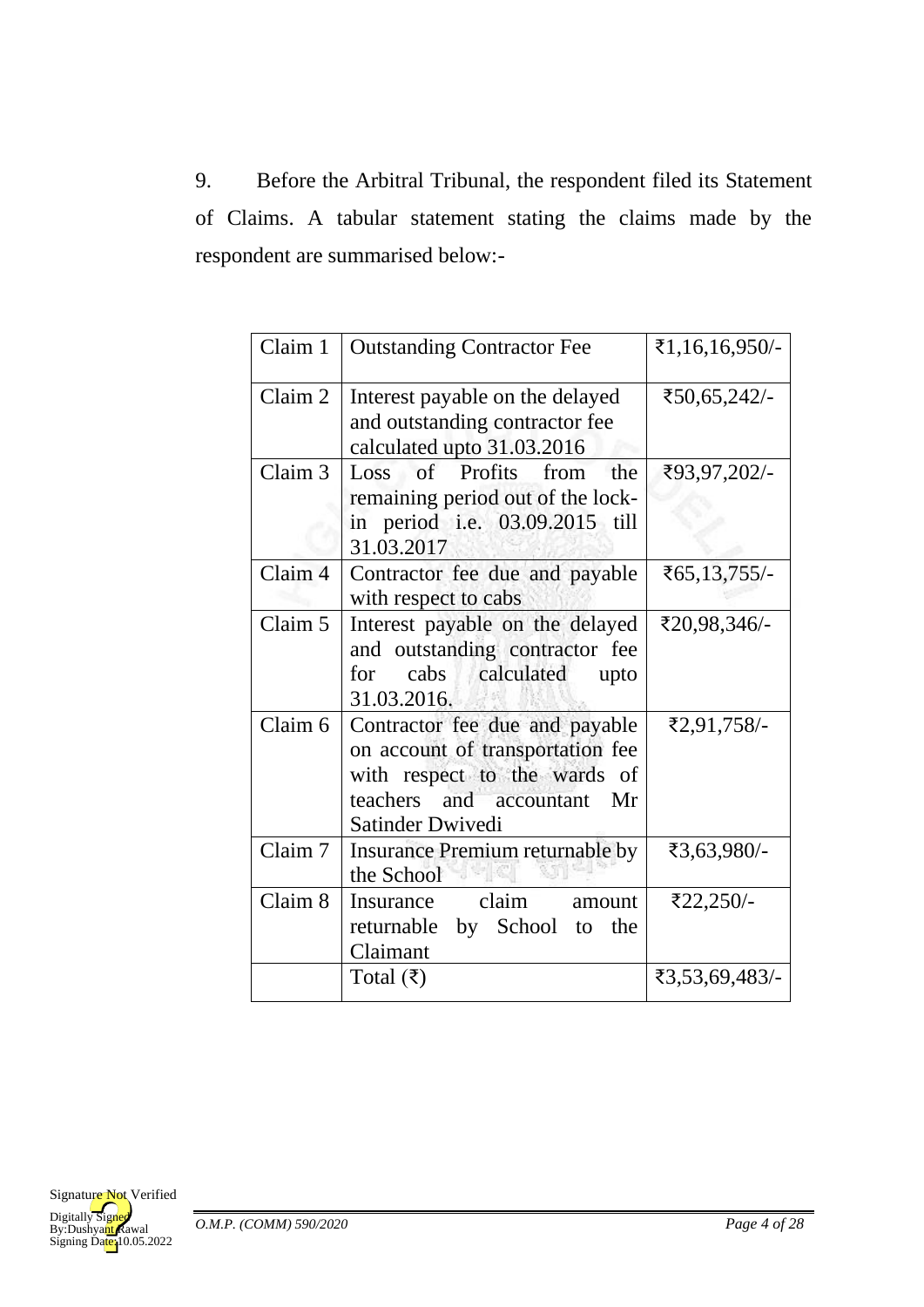9. Before the Arbitral Tribunal, the respondent filed its Statement of Claims. A tabular statement stating the claims made by the respondent are summarised below:-

| Claim 1 | Outstanding Contractor Fee | ₹1,16,16,950/- |
|---|---|---|
| Claim 2 | Interest payable on the delayed and outstanding contractor fee calculated upto 31.03.2016 | ₹50,65,242/- |
| Claim 3 | Loss of Profits from the remaining period out of the lock-in period i.e. 03.09.2015 till 31.03.2017 | ₹93,97,202/- |
| Claim 4 | Contractor fee due and payable with respect to cabs | ₹65,13,755/- |
| Claim 5 | Interest payable on the delayed and outstanding contractor fee for cabs calculated upto 31.03.2016. | ₹20,98,346/- |
| Claim 6 | Contractor fee due and payable on account of transportation fee with respect to the wards of teachers and accountant Mr Satinder Dwivedi | ₹2,91,758/- |
| Claim 7 | Insurance Premium returnable by the School | ₹3,63,980/- |
| Claim 8 | Insurance claim amount returnable by School to the Claimant | ₹22,250/- |
| | Total (₹) | ₹3,53,69,483/- |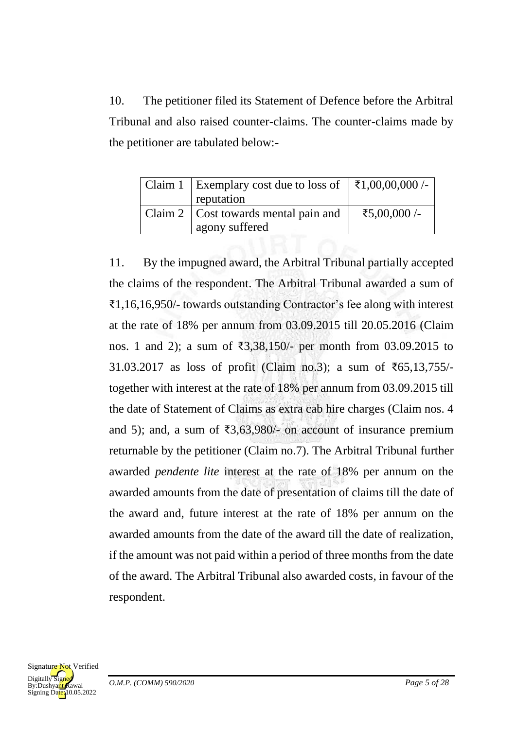10. The petitioner filed its Statement of Defence before the Arbitral Tribunal and also raised counter-claims. The counter-claims made by the petitioner are tabulated below:-

| | | |
|---|---|---|
| Claim 1 | Exemplary cost due to loss of reputation | ₹1,00,00,000 /- |
| Claim 2 | Cost towards mental pain and agony suffered | ₹5,00,000 /- |

11. By the impugned award, the Arbitral Tribunal partially accepted the claims of the respondent. The Arbitral Tribunal awarded a sum of ₹1,16,16,950/- towards outstanding Contractor's fee along with interest at the rate of 18% per annum from 03.09.2015 till 20.05.2016 (Claim nos. 1 and 2); a sum of ₹3,38,150/- per month from 03.09.2015 to 31.03.2017 as loss of profit (Claim no.3); a sum of ₹65,13,755/- together with interest at the rate of 18% per annum from 03.09.2015 till the date of Statement of Claims as extra cab hire charges (Claim nos. 4 and 5); and, a sum of ₹3,63,980/- on account of insurance premium returnable by the petitioner (Claim no.7). The Arbitral Tribunal further awarded *pendente lite* interest at the rate of 18% per annum on the awarded amounts from the date of presentation of claims till the date of the award and, future interest at the rate of 18% per annum on the awarded amounts from the date of the award till the date of realization, if the amount was not paid within a period of three months from the date of the award. The Arbitral Tribunal also awarded costs, in favour of the respondent.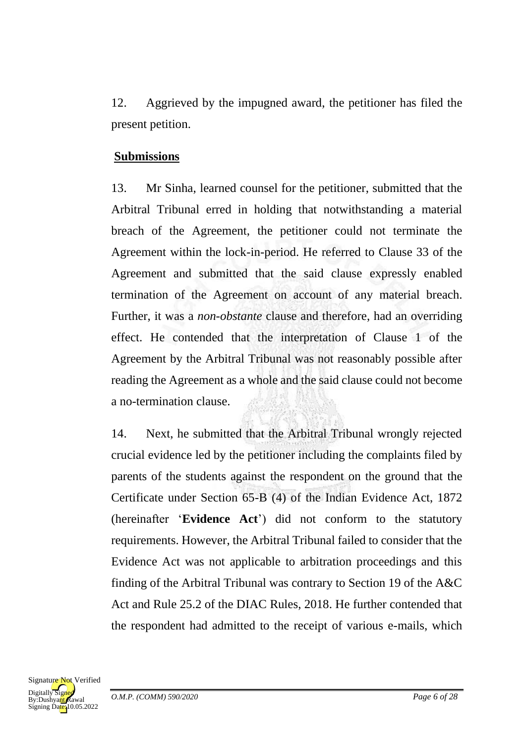12. Aggrieved by the impugned award, the petitioner has filed the present petition.

**Submissions**

13. Mr Sinha, learned counsel for the petitioner, submitted that the Arbitral Tribunal erred in holding that notwithstanding a material breach of the Agreement, the petitioner could not terminate the Agreement within the lock-in-period. He referred to Clause 33 of the Agreement and submitted that the said clause expressly enabled termination of the Agreement on account of any material breach. Further, it was a *non-obstante* clause and therefore, had an overriding effect. He contended that the interpretation of Clause 1 of the Agreement by the Arbitral Tribunal was not reasonably possible after reading the Agreement as a whole and the said clause could not become a no-termination clause.

14. Next, he submitted that the Arbitral Tribunal wrongly rejected crucial evidence led by the petitioner including the complaints filed by parents of the students against the respondent on the ground that the Certificate under Section 65-B (4) of the Indian Evidence Act, 1872 (hereinafter '**Evidence Act**') did not conform to the statutory requirements. However, the Arbitral Tribunal failed to consider that the Evidence Act was not applicable to arbitration proceedings and this finding of the Arbitral Tribunal was contrary to Section 19 of the A&C Act and Rule 25.2 of the DIAC Rules, 2018. He further contended that the respondent had admitted to the receipt of various e-mails, which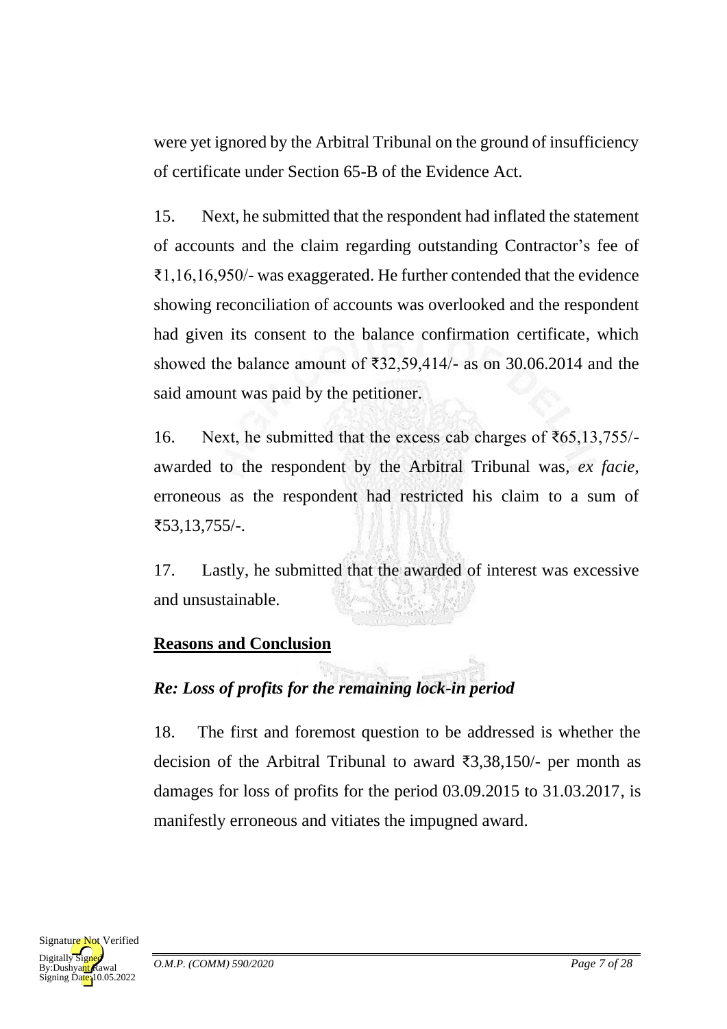were yet ignored by the Arbitral Tribunal on the ground of insufficiency of certificate under Section 65-B of the Evidence Act.

15. Next, he submitted that the respondent had inflated the statement of accounts and the claim regarding outstanding Contractor's fee of ₹1,16,16,950/- was exaggerated. He further contended that the evidence showing reconciliation of accounts was overlooked and the respondent had given its consent to the balance confirmation certificate, which showed the balance amount of ₹32,59,414/- as on 30.06.2014 and the said amount was paid by the petitioner.

16. Next, he submitted that the excess cab charges of ₹65,13,755/- awarded to the respondent by the Arbitral Tribunal was, *ex facie*, erroneous as the respondent had restricted his claim to a sum of ₹53,13,755/-.

17. Lastly, he submitted that the awarded of interest was excessive and unsustainable.

## **Reasons and Conclusion**

### ***Re: Loss of profits for the remaining lock-in period***

18. The first and foremost question to be addressed is whether the decision of the Arbitral Tribunal to award ₹3,38,150/- per month as damages for loss of profits for the period 03.09.2015 to 31.03.2017, is manifestly erroneous and vitiates the impugned award.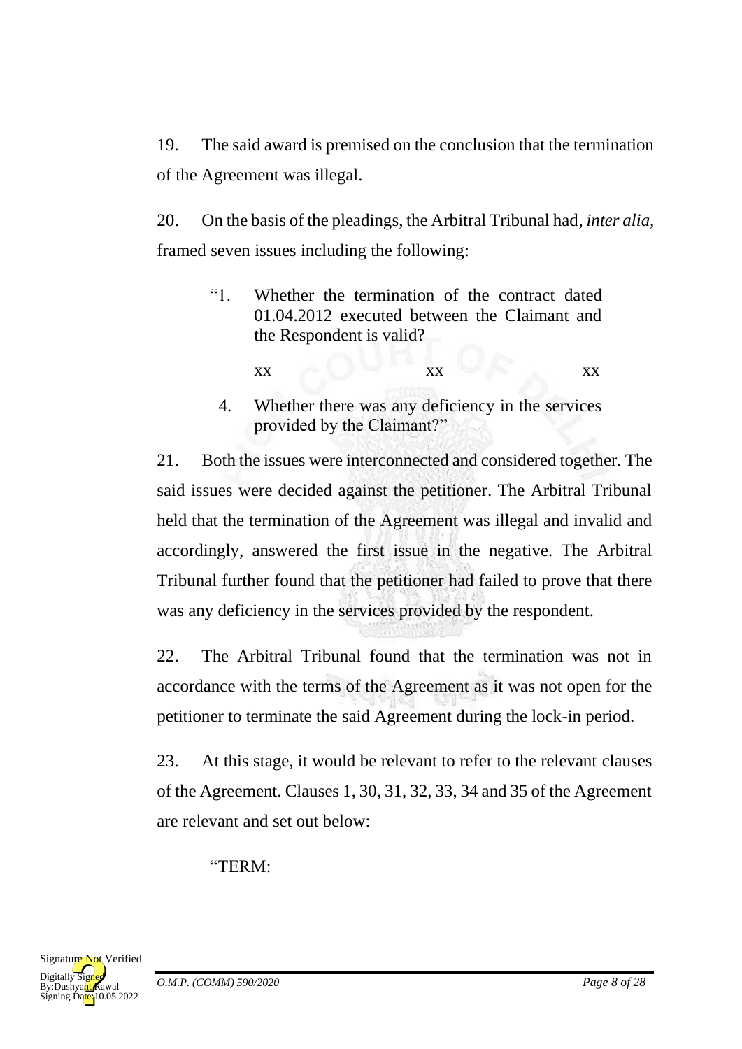19. The said award is premised on the conclusion that the termination of the Agreement was illegal.

20. On the basis of the pleadings, the Arbitral Tribunal had, *inter alia*, framed seven issues including the following:

> "1. Whether the termination of the contract dated 01.04.2012 executed between the Claimant and the Respondent is valid?
>
> xx xx xx
>
> 4. Whether there was any deficiency in the services provided by the Claimant?"

21. Both the issues were interconnected and considered together. The said issues were decided against the petitioner. The Arbitral Tribunal held that the termination of the Agreement was illegal and invalid and accordingly, answered the first issue in the negative. The Arbitral Tribunal further found that the petitioner had failed to prove that there was any deficiency in the services provided by the respondent.

22. The Arbitral Tribunal found that the termination was not in accordance with the terms of the Agreement as it was not open for the petitioner to terminate the said Agreement during the lock-in period.

23. At this stage, it would be relevant to refer to the relevant clauses of the Agreement. Clauses 1, 30, 31, 32, 33, 34 and 35 of the Agreement are relevant and set out below:

> "TERM: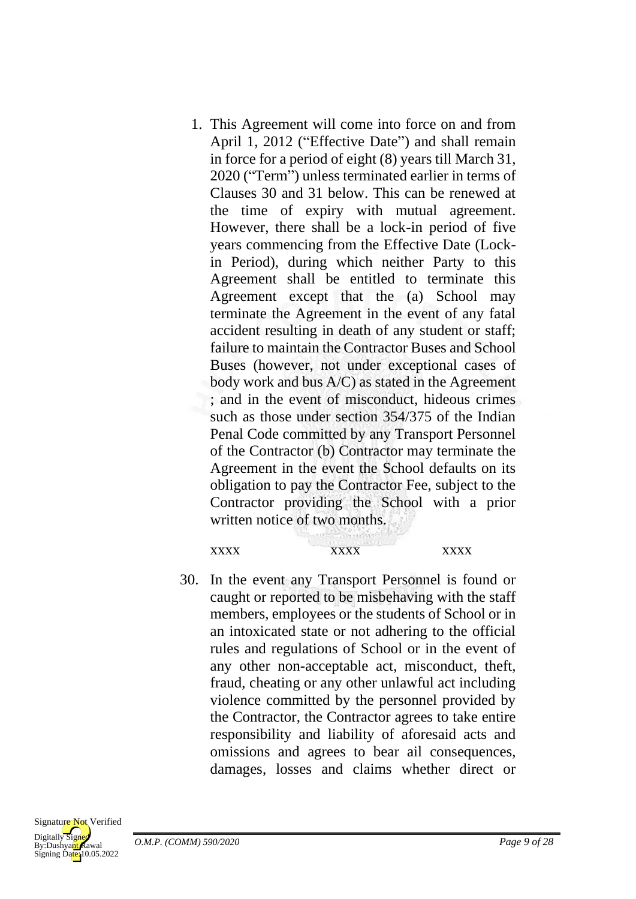1. This Agreement will come into force on and from April 1, 2012 ("Effective Date") and shall remain in force for a period of eight (8) years till March 31, 2020 ("Term") unless terminated earlier in terms of Clauses 30 and 31 below. This can be renewed at the time of expiry with mutual agreement. However, there shall be a lock-in period of five years commencing from the Effective Date (Lock-in Period), during which neither Party to this Agreement shall be entitled to terminate this Agreement except that the (a) School may terminate the Agreement in the event of any fatal accident resulting in death of any student or staff; failure to maintain the Contractor Buses and School Buses (however, not under exceptional cases of body work and bus A/C) as stated in the Agreement ; and in the event of misconduct, hideous crimes such as those under section 354/375 of the Indian Penal Code committed by any Transport Personnel of the Contractor (b) Contractor may terminate the Agreement in the event the School defaults on its obligation to pay the Contractor Fee, subject to the Contractor providing the School with a prior written notice of two months.

xxxx xxxx xxxx

30. In the event any Transport Personnel is found or caught or reported to be misbehaving with the staff members, employees or the students of School or in an intoxicated state or not adhering to the official rules and regulations of School or in the event of any other non-acceptable act, misconduct, theft, fraud, cheating or any other unlawful act including violence committed by the personnel provided by the Contractor, the Contractor agrees to take entire responsibility and liability of aforesaid acts and omissions and agrees to bear ail consequences, damages, losses and claims whether direct or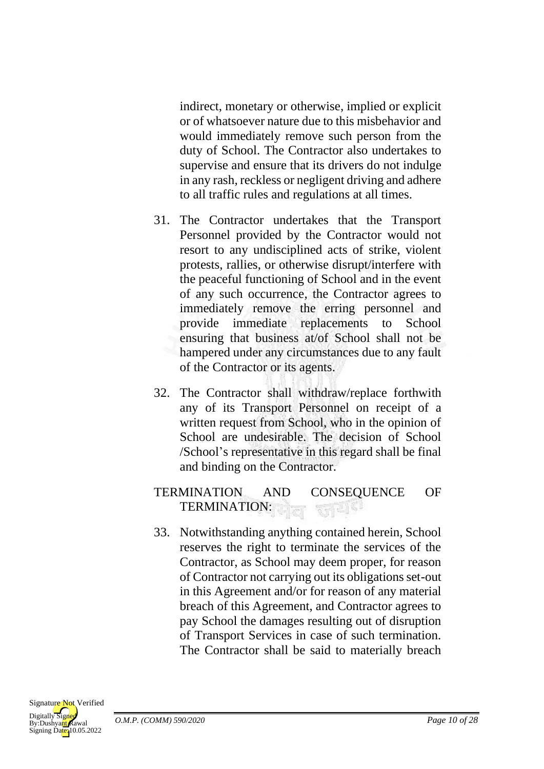indirect, monetary or otherwise, implied or explicit or of whatsoever nature due to this misbehavior and would immediately remove such person from the duty of School. The Contractor also undertakes to supervise and ensure that its drivers do not indulge in any rash, reckless or negligent driving and adhere to all traffic rules and regulations at all times.

31. The Contractor undertakes that the Transport Personnel provided by the Contractor would not resort to any undisciplined acts of strike, violent protests, rallies, or otherwise disrupt/interfere with the peaceful functioning of School and in the event of any such occurrence, the Contractor agrees to immediately remove the erring personnel and provide immediate replacements to School ensuring that business at/of School shall not be hampered under any circumstances due to any fault of the Contractor or its agents.

32. The Contractor shall withdraw/replace forthwith any of its Transport Personnel on receipt of a written request from School, who in the opinion of School are undesirable. The decision of School /School's representative in this regard shall be final and binding on the Contractor.

TERMINATION AND CONSEQUENCE OF TERMINATION:

33. Notwithstanding anything contained herein, School reserves the right to terminate the services of the Contractor, as School may deem proper, for reason of Contractor not carrying out its obligations set-out in this Agreement and/or for reason of any material breach of this Agreement, and Contractor agrees to pay School the damages resulting out of disruption of Transport Services in case of such termination. The Contractor shall be said to materially breach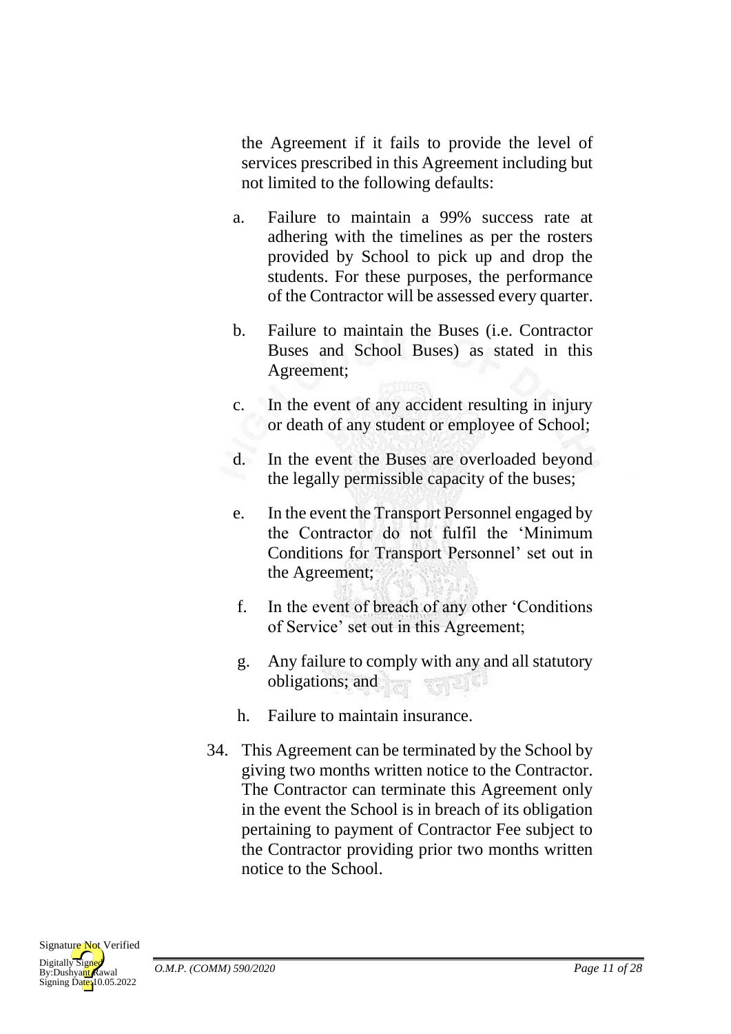the Agreement if it fails to provide the level of services prescribed in this Agreement including but not limited to the following defaults:

a. Failure to maintain a 99% success rate at adhering with the timelines as per the rosters provided by School to pick up and drop the students. For these purposes, the performance of the Contractor will be assessed every quarter.

b. Failure to maintain the Buses (i.e. Contractor Buses and School Buses) as stated in this Agreement;

c. In the event of any accident resulting in injury or death of any student or employee of School;

d. In the event the Buses are overloaded beyond the legally permissible capacity of the buses;

e. In the event the Transport Personnel engaged by the Contractor do not fulfil the 'Minimum Conditions for Transport Personnel' set out in the Agreement;

f. In the event of breach of any other 'Conditions of Service' set out in this Agreement;

g. Any failure to comply with any and all statutory obligations; and

h. Failure to maintain insurance.

34. This Agreement can be terminated by the School by giving two months written notice to the Contractor. The Contractor can terminate this Agreement only in the event the School is in breach of its obligation pertaining to payment of Contractor Fee subject to the Contractor providing prior two months written notice to the School.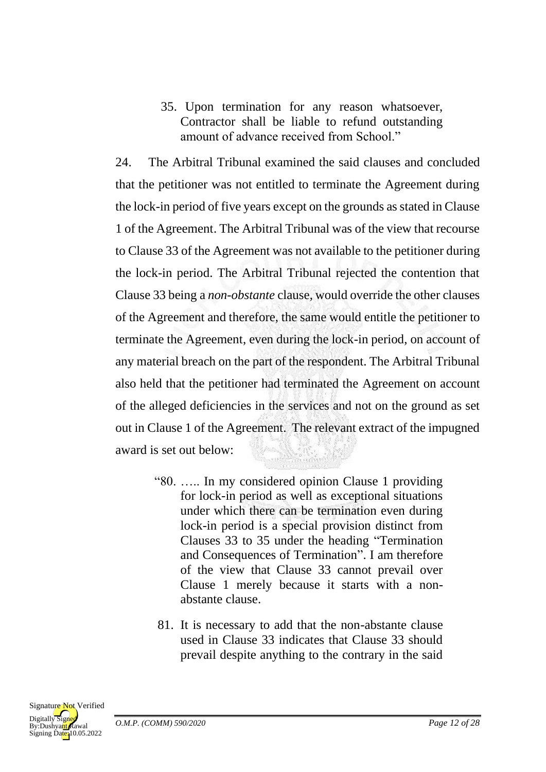> 35. Upon termination for any reason whatsoever, Contractor shall be liable to refund outstanding amount of advance received from School."

24. The Arbitral Tribunal examined the said clauses and concluded that the petitioner was not entitled to terminate the Agreement during the lock-in period of five years except on the grounds as stated in Clause 1 of the Agreement. The Arbitral Tribunal was of the view that recourse to Clause 33 of the Agreement was not available to the petitioner during the lock-in period. The Arbitral Tribunal rejected the contention that Clause 33 being a *non-obstante* clause, would override the other clauses of the Agreement and therefore, the same would entitle the petitioner to terminate the Agreement, even during the lock-in period, on account of any material breach on the part of the respondent. The Arbitral Tribunal also held that the petitioner had terminated the Agreement on account of the alleged deficiencies in the services and not on the ground as set out in Clause 1 of the Agreement. The relevant extract of the impugned award is set out below:

> "80. ….. In my considered opinion Clause 1 providing for lock-in period as well as exceptional situations under which there can be termination even during lock-in period is a special provision distinct from Clauses 33 to 35 under the heading "Termination and Consequences of Termination". I am therefore of the view that Clause 33 cannot prevail over Clause 1 merely because it starts with a non-abstante clause.
>
> 81. It is necessary to add that the non-abstante clause used in Clause 33 indicates that Clause 33 should prevail despite anything to the contrary in the said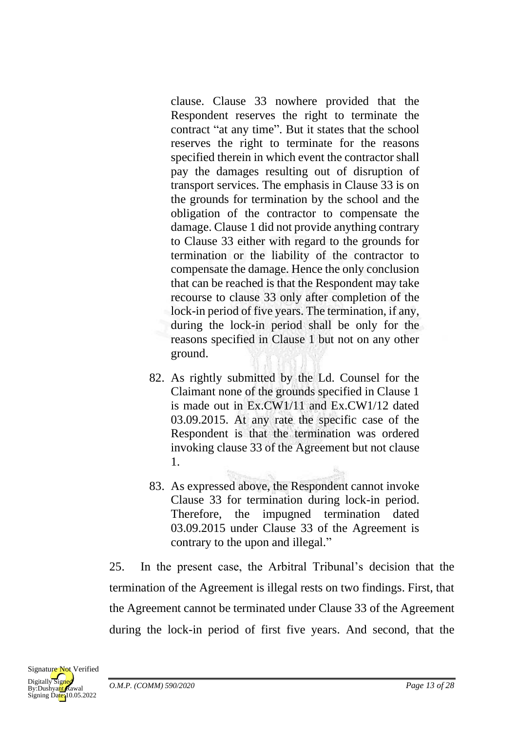> clause. Clause 33 nowhere provided that the Respondent reserves the right to terminate the contract "at any time". But it states that the school reserves the right to terminate for the reasons specified therein in which event the contractor shall pay the damages resulting out of disruption of transport services. The emphasis in Clause 33 is on the grounds for termination by the school and the obligation of the contractor to compensate the damage. Clause 1 did not provide anything contrary to Clause 33 either with regard to the grounds for termination or the liability of the contractor to compensate the damage. Hence the only conclusion that can be reached is that the Respondent may take recourse to clause 33 only after completion of the lock-in period of five years. The termination, if any, during the lock-in period shall be only for the reasons specified in Clause 1 but not on any other ground.
>
> 82. As rightly submitted by the Ld. Counsel for the Claimant none of the grounds specified in Clause 1 is made out in Ex.CW1/11 and Ex.CW1/12 dated 03.09.2015. At any rate the specific case of the Respondent is that the termination was ordered invoking clause 33 of the Agreement but not clause 1.
>
> 83. As expressed above, the Respondent cannot invoke Clause 33 for termination during lock-in period. Therefore, the impugned termination dated 03.09.2015 under Clause 33 of the Agreement is contrary to the upon and illegal."

25. In the present case, the Arbitral Tribunal's decision that the termination of the Agreement is illegal rests on two findings. First, that the Agreement cannot be terminated under Clause 33 of the Agreement during the lock-in period of first five years. And second, that the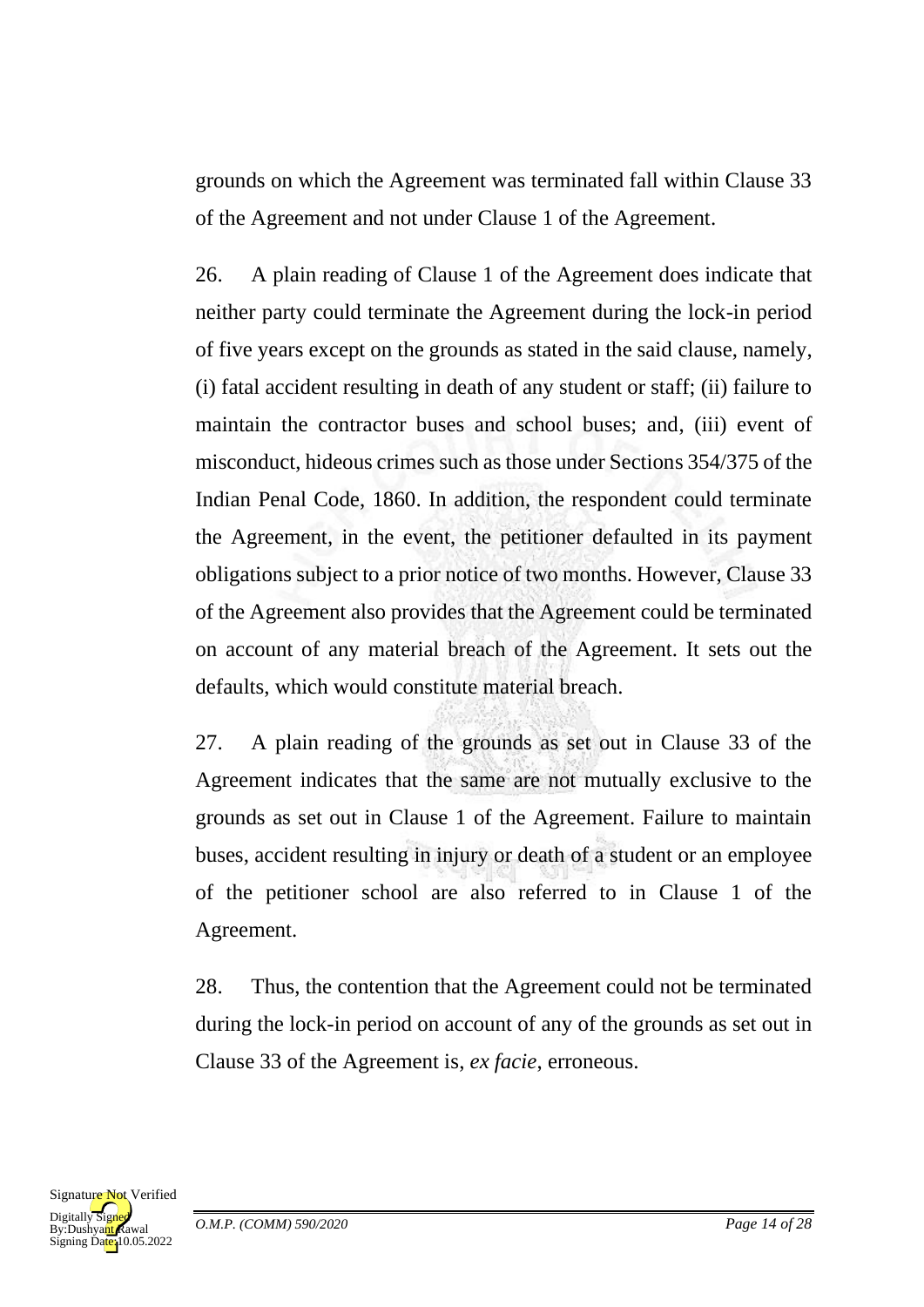grounds on which the Agreement was terminated fall within Clause 33 of the Agreement and not under Clause 1 of the Agreement.

26. A plain reading of Clause 1 of the Agreement does indicate that neither party could terminate the Agreement during the lock-in period of five years except on the grounds as stated in the said clause, namely, (i) fatal accident resulting in death of any student or staff; (ii) failure to maintain the contractor buses and school buses; and, (iii) event of misconduct, hideous crimes such as those under Sections 354/375 of the Indian Penal Code, 1860. In addition, the respondent could terminate the Agreement, in the event, the petitioner defaulted in its payment obligations subject to a prior notice of two months. However, Clause 33 of the Agreement also provides that the Agreement could be terminated on account of any material breach of the Agreement. It sets out the defaults, which would constitute material breach.

27. A plain reading of the grounds as set out in Clause 33 of the Agreement indicates that the same are not mutually exclusive to the grounds as set out in Clause 1 of the Agreement. Failure to maintain buses, accident resulting in injury or death of a student or an employee of the petitioner school are also referred to in Clause 1 of the Agreement.

28. Thus, the contention that the Agreement could not be terminated during the lock-in period on account of any of the grounds as set out in Clause 33 of the Agreement is, *ex facie*, erroneous.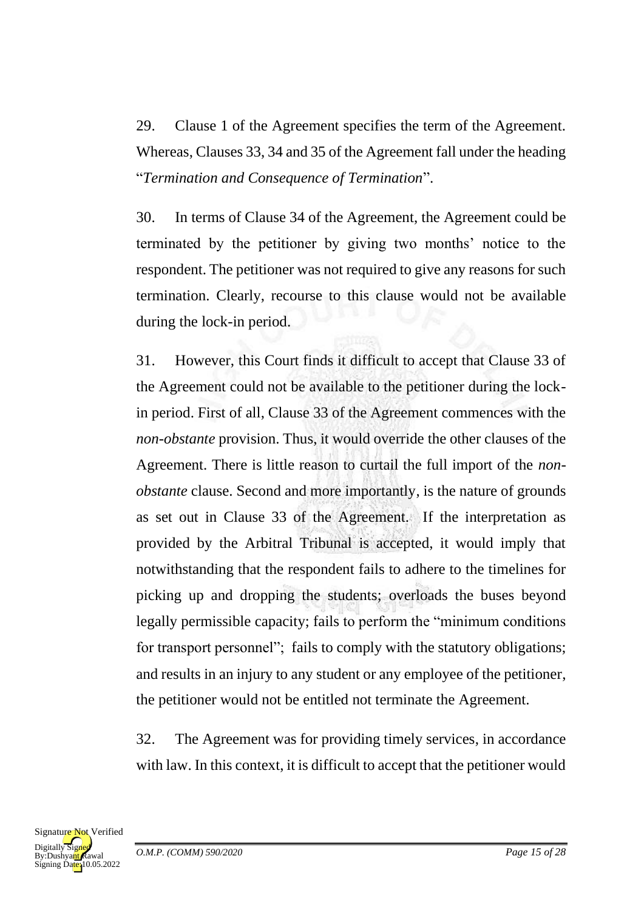29. Clause 1 of the Agreement specifies the term of the Agreement. Whereas, Clauses 33, 34 and 35 of the Agreement fall under the heading "*Termination and Consequence of Termination*".

30. In terms of Clause 34 of the Agreement, the Agreement could be terminated by the petitioner by giving two months' notice to the respondent. The petitioner was not required to give any reasons for such termination. Clearly, recourse to this clause would not be available during the lock-in period.

31. However, this Court finds it difficult to accept that Clause 33 of the Agreement could not be available to the petitioner during the lock-in period. First of all, Clause 33 of the Agreement commences with the *non-obstante* provision. Thus, it would override the other clauses of the Agreement. There is little reason to curtail the full import of the *non-obstante* clause. Second and more importantly, is the nature of grounds as set out in Clause 33 of the Agreement. If the interpretation as provided by the Arbitral Tribunal is accepted, it would imply that notwithstanding that the respondent fails to adhere to the timelines for picking up and dropping the students; overloads the buses beyond legally permissible capacity; fails to perform the "minimum conditions for transport personnel"; fails to comply with the statutory obligations; and results in an injury to any student or any employee of the petitioner, the petitioner would not be entitled not terminate the Agreement.

32. The Agreement was for providing timely services, in accordance with law. In this context, it is difficult to accept that the petitioner would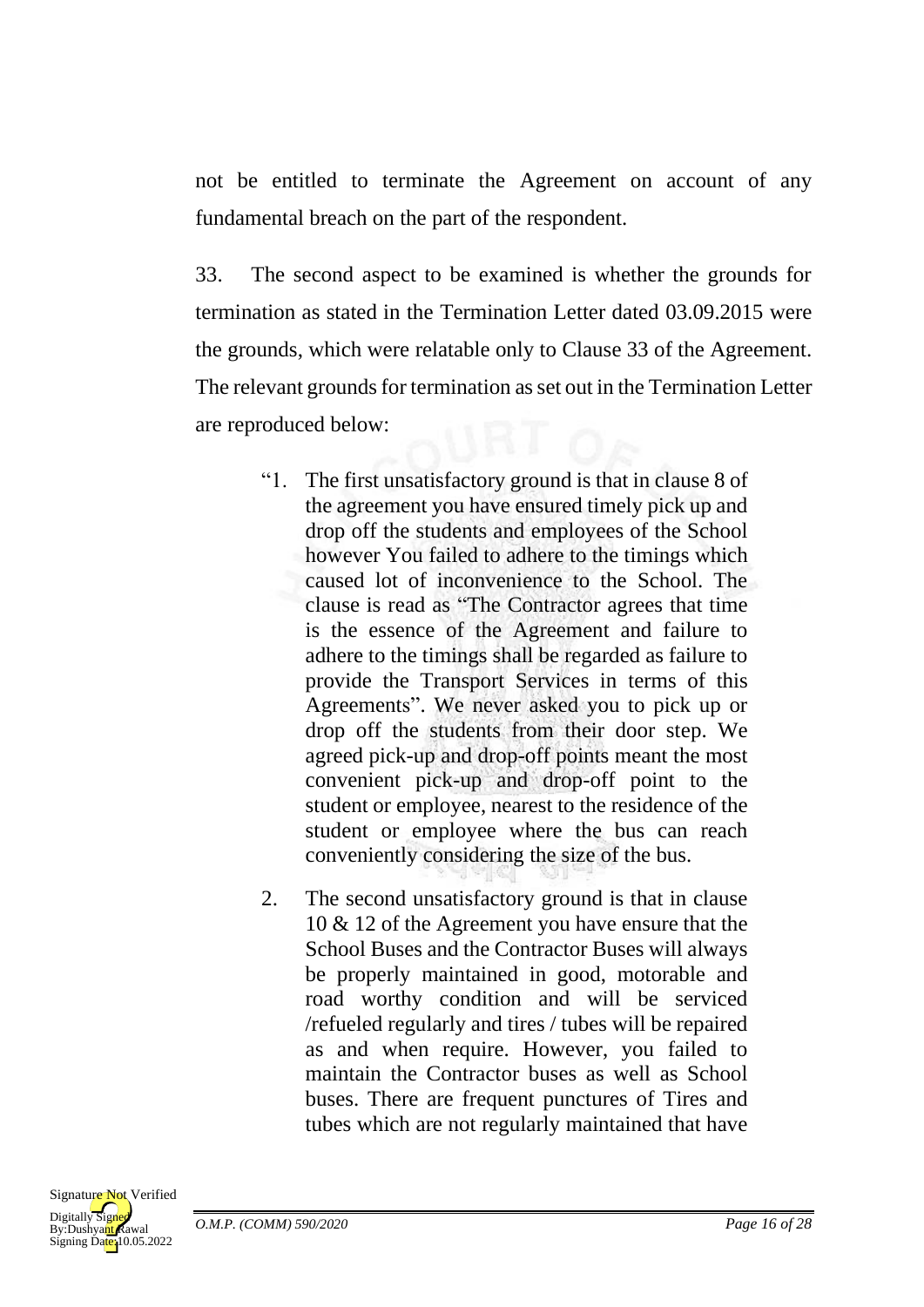not be entitled to terminate the Agreement on account of any fundamental breach on the part of the respondent.

33. The second aspect to be examined is whether the grounds for termination as stated in the Termination Letter dated 03.09.2015 were the grounds, which were relatable only to Clause 33 of the Agreement. The relevant grounds for termination as set out in the Termination Letter are reproduced below:

> "1. The first unsatisfactory ground is that in clause 8 of the agreement you have ensured timely pick up and drop off the students and employees of the School however You failed to adhere to the timings which caused lot of inconvenience to the School. The clause is read as "The Contractor agrees that time is the essence of the Agreement and failure to adhere to the timings shall be regarded as failure to provide the Transport Services in terms of this Agreements". We never asked you to pick up or drop off the students from their door step. We agreed pick-up and drop-off points meant the most convenient pick-up and drop-off point to the student or employee, nearest to the residence of the student or employee where the bus can reach conveniently considering the size of the bus.
>
> 2. The second unsatisfactory ground is that in clause 10 & 12 of the Agreement you have ensure that the School Buses and the Contractor Buses will always be properly maintained in good, motorable and road worthy condition and will be serviced /refueled regularly and tires / tubes will be repaired as and when require. However, you failed to maintain the Contractor buses as well as School buses. There are frequent punctures of Tires and tubes which are not regularly maintained that have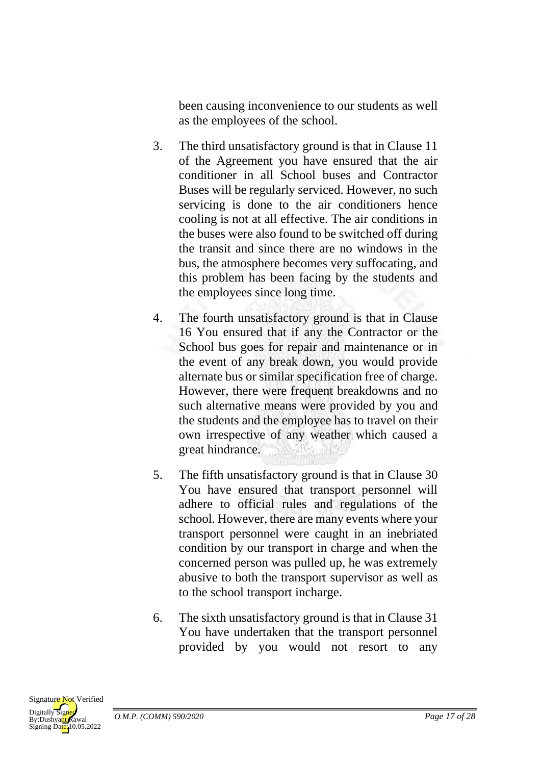been causing inconvenience to our students as well as the employees of the school.

3. The third unsatisfactory ground is that in Clause 11 of the Agreement you have ensured that the air conditioner in all School buses and Contractor Buses will be regularly serviced. However, no such servicing is done to the air conditioners hence cooling is not at all effective. The air conditions in the buses were also found to be switched off during the transit and since there are no windows in the bus, the atmosphere becomes very suffocating, and this problem has been facing by the students and the employees since long time.

4. The fourth unsatisfactory ground is that in Clause 16 You ensured that if any the Contractor or the School bus goes for repair and maintenance or in the event of any break down, you would provide alternate bus or similar specification free of charge. However, there were frequent breakdowns and no such alternative means were provided by you and the students and the employee has to travel on their own irrespective of any weather which caused a great hindrance.

5. The fifth unsatisfactory ground is that in Clause 30 You have ensured that transport personnel will adhere to official rules and regulations of the school. However, there are many events where your transport personnel were caught in an inebriated condition by our transport in charge and when the concerned person was pulled up, he was extremely abusive to both the transport supervisor as well as to the school transport incharge.

6. The sixth unsatisfactory ground is that in Clause 31 You have undertaken that the transport personnel provided by you would not resort to any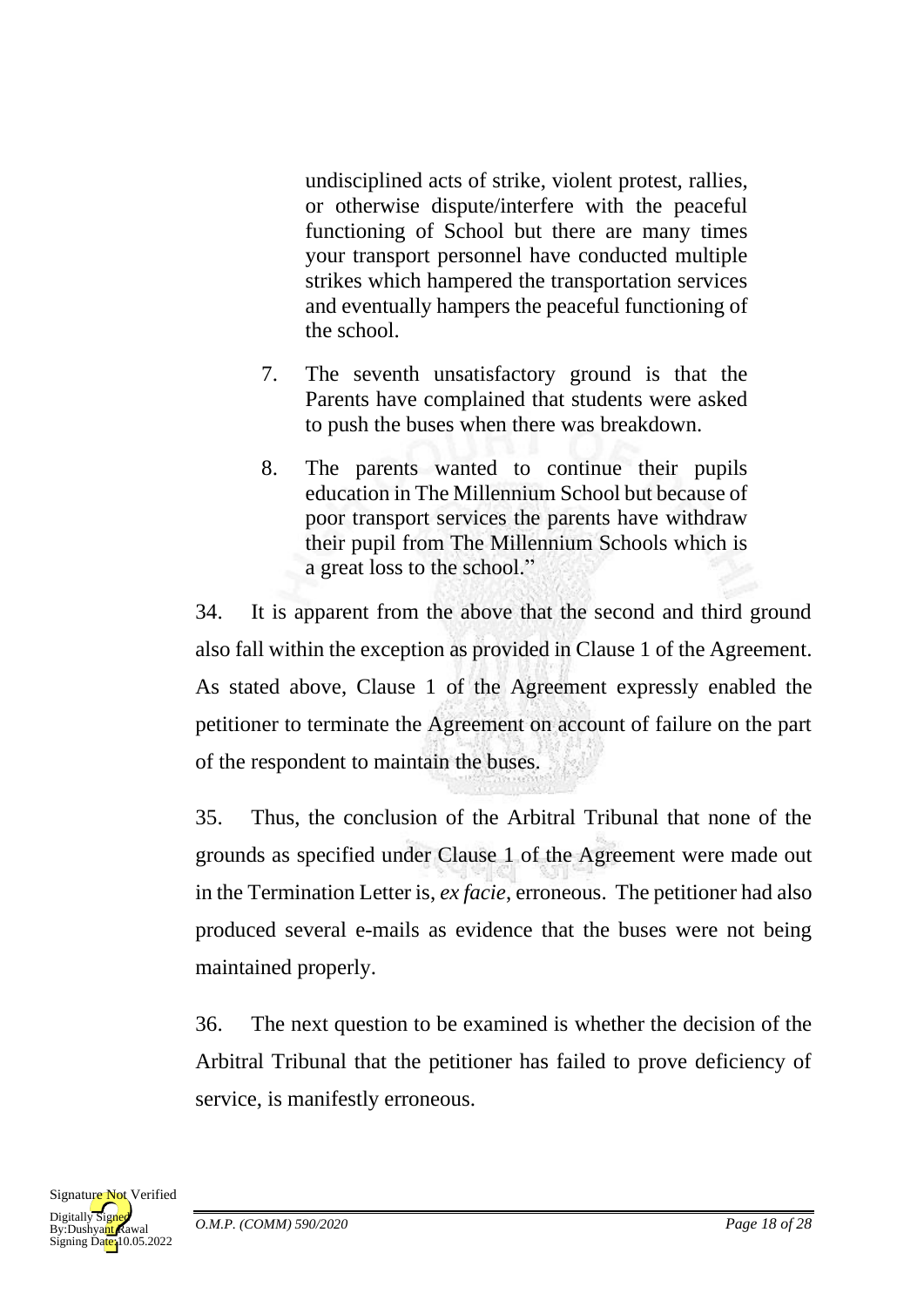undisciplined acts of strike, violent protest, rallies, or otherwise dispute/interfere with the peaceful functioning of School but there are many times your transport personnel have conducted multiple strikes which hampered the transportation services and eventually hampers the peaceful functioning of the school.

7. The seventh unsatisfactory ground is that the Parents have complained that students were asked to push the buses when there was breakdown.

8. The parents wanted to continue their pupils education in The Millennium School but because of poor transport services the parents have withdraw their pupil from The Millennium Schools which is a great loss to the school."

34. It is apparent from the above that the second and third ground also fall within the exception as provided in Clause 1 of the Agreement. As stated above, Clause 1 of the Agreement expressly enabled the petitioner to terminate the Agreement on account of failure on the part of the respondent to maintain the buses.

35. Thus, the conclusion of the Arbitral Tribunal that none of the grounds as specified under Clause 1 of the Agreement were made out in the Termination Letter is, *ex facie*, erroneous. The petitioner had also produced several e-mails as evidence that the buses were not being maintained properly.

36. The next question to be examined is whether the decision of the Arbitral Tribunal that the petitioner has failed to prove deficiency of service, is manifestly erroneous.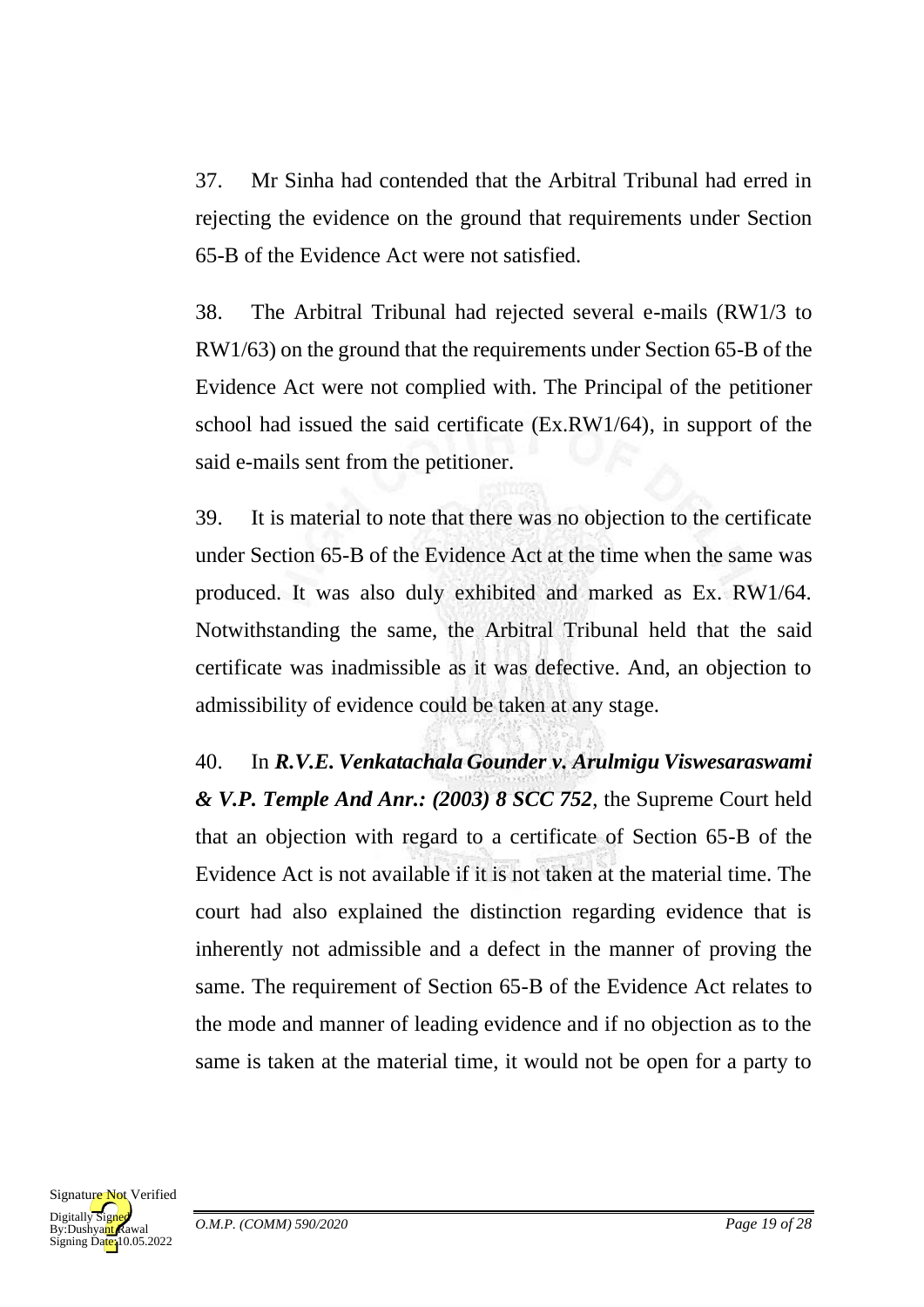37. Mr Sinha had contended that the Arbitral Tribunal had erred in rejecting the evidence on the ground that requirements under Section 65-B of the Evidence Act were not satisfied.

38. The Arbitral Tribunal had rejected several e-mails (RW1/3 to RW1/63) on the ground that the requirements under Section 65-B of the Evidence Act were not complied with. The Principal of the petitioner school had issued the said certificate (Ex.RW1/64), in support of the said e-mails sent from the petitioner.

39. It is material to note that there was no objection to the certificate under Section 65-B of the Evidence Act at the time when the same was produced. It was also duly exhibited and marked as Ex. RW1/64. Notwithstanding the same, the Arbitral Tribunal held that the said certificate was inadmissible as it was defective. And, an objection to admissibility of evidence could be taken at any stage.

40. In ***R.V.E. Venkatachala Gounder v. Arulmigu Viswesaraswami & V.P. Temple And Anr.: (2003) 8 SCC 752***, the Supreme Court held that an objection with regard to a certificate of Section 65-B of the Evidence Act is not available if it is not taken at the material time. The court had also explained the distinction regarding evidence that is inherently not admissible and a defect in the manner of proving the same. The requirement of Section 65-B of the Evidence Act relates to the mode and manner of leading evidence and if no objection as to the same is taken at the material time, it would not be open for a party to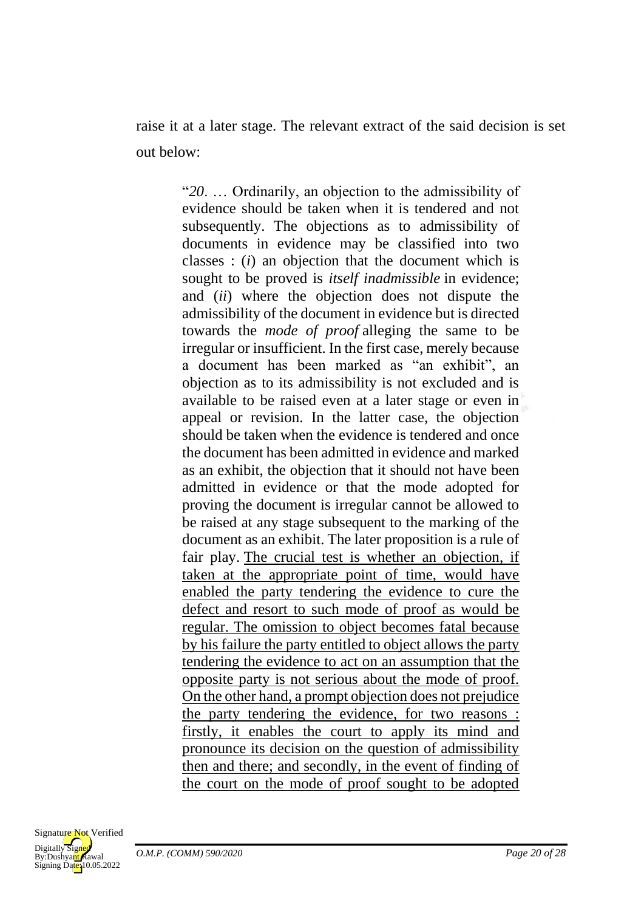raise it at a later stage. The relevant extract of the said decision is set out below:

> "*20*. … Ordinarily, an objection to the admissibility of evidence should be taken when it is tendered and not subsequently. The objections as to admissibility of documents in evidence may be classified into two classes : (*i*) an objection that the document which is sought to be proved is *itself inadmissible* in evidence; and (*ii*) where the objection does not dispute the admissibility of the document in evidence but is directed towards the *mode of proof* alleging the same to be irregular or insufficient. In the first case, merely because a document has been marked as "an exhibit", an objection as to its admissibility is not excluded and is available to be raised even at a later stage or even in appeal or revision. In the latter case, the objection should be taken when the evidence is tendered and once the document has been admitted in evidence and marked as an exhibit, the objection that it should not have been admitted in evidence or that the mode adopted for proving the document is irregular cannot be allowed to be raised at any stage subsequent to the marking of the document as an exhibit. The later proposition is a rule of fair play. <u>The crucial test is whether an objection, if taken at the appropriate point of time, would have enabled the party tendering the evidence to cure the defect and resort to such mode of proof as would be regular. The omission to object becomes fatal because by his failure the party entitled to object allows the party tendering the evidence to act on an assumption that the opposite party is not serious about the mode of proof. On the other hand, a prompt objection does not prejudice the party tendering the evidence, for two reasons : firstly, it enables the court to apply its mind and pronounce its decision on the question of admissibility then and there; and secondly, in the event of finding of the court on the mode of proof sought to be adopted</u>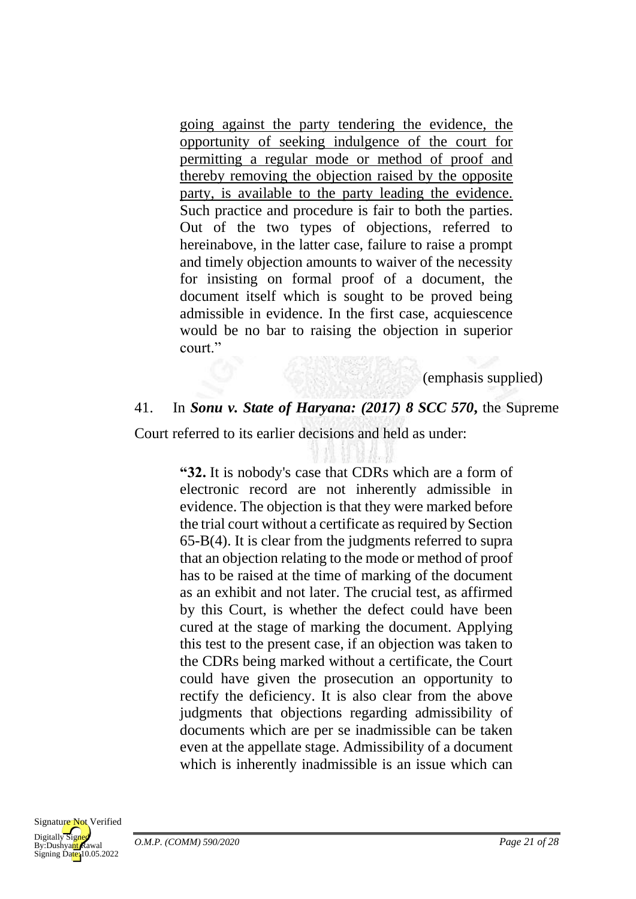going against the party tendering the evidence, the opportunity of seeking indulgence of the court for permitting a regular mode or method of proof and thereby removing the objection raised by the opposite party, is available to the party leading the evidence. Such practice and procedure is fair to both the parties. Out of the two types of objections, referred to hereinabove, in the latter case, failure to raise a prompt and timely objection amounts to waiver of the necessity for insisting on formal proof of a document, the document itself which is sought to be proved being admissible in evidence. In the first case, acquiescence would be no bar to raising the objection in superior court."

(emphasis supplied)

41. In ***Sonu v. State of Haryana: (2017) 8 SCC 570***, the Supreme Court referred to its earlier decisions and held as under:

> "**32.** It is nobody's case that CDRs which are a form of electronic record are not inherently admissible in evidence. The objection is that they were marked before the trial court without a certificate as required by Section 65-B(4). It is clear from the judgments referred to supra that an objection relating to the mode or method of proof has to be raised at the time of marking of the document as an exhibit and not later. The crucial test, as affirmed by this Court, is whether the defect could have been cured at the stage of marking the document. Applying this test to the present case, if an objection was taken to the CDRs being marked without a certificate, the Court could have given the prosecution an opportunity to rectify the deficiency. It is also clear from the above judgments that objections regarding admissibility of documents which are per se inadmissible can be taken even at the appellate stage. Admissibility of a document which is inherently inadmissible is an issue which can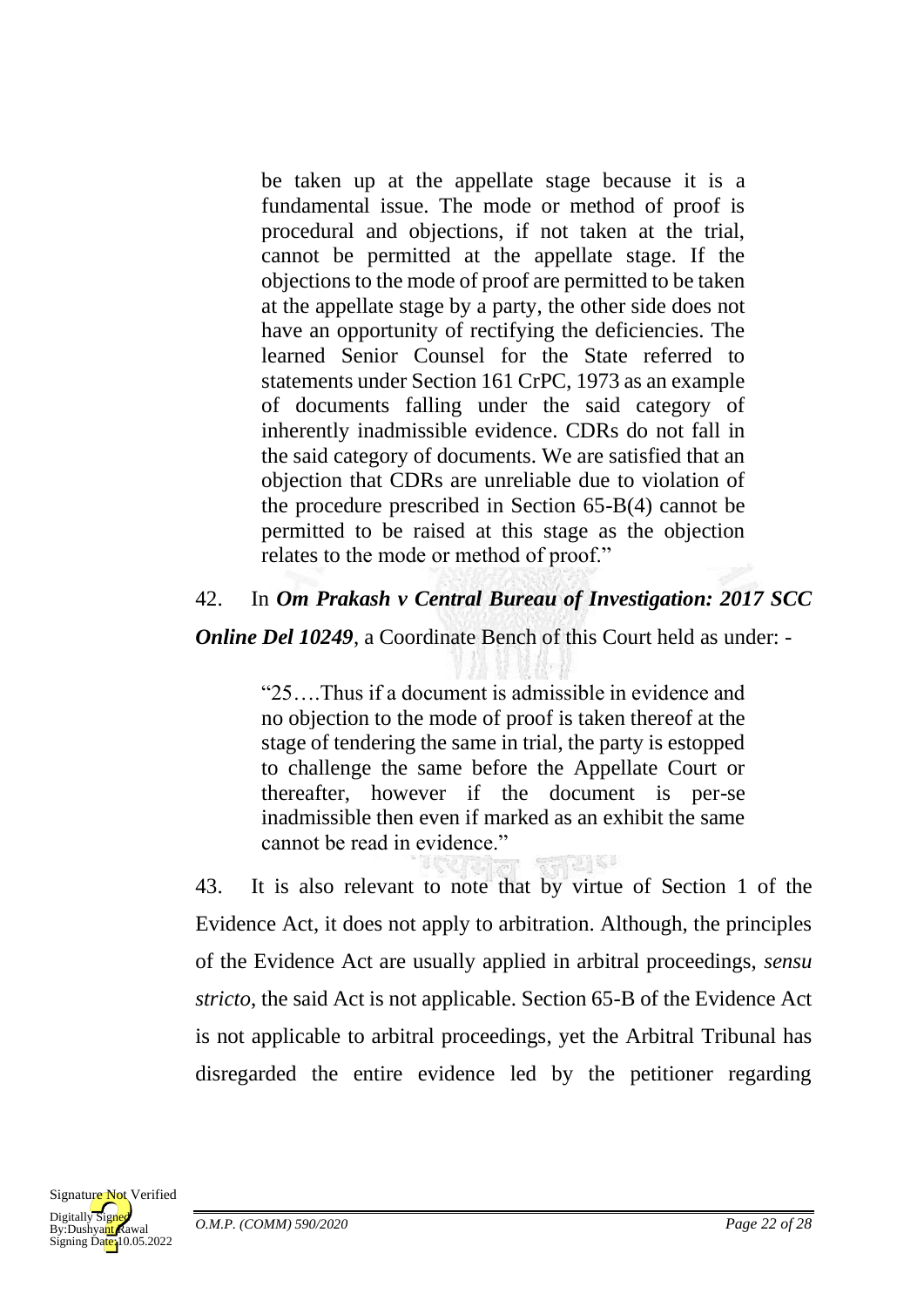> be taken up at the appellate stage because it is a fundamental issue. The mode or method of proof is procedural and objections, if not taken at the trial, cannot be permitted at the appellate stage. If the objections to the mode of proof are permitted to be taken at the appellate stage by a party, the other side does not have an opportunity of rectifying the deficiencies. The learned Senior Counsel for the State referred to statements under Section 161 CrPC, 1973 as an example of documents falling under the said category of inherently inadmissible evidence. CDRs do not fall in the said category of documents. We are satisfied that an objection that CDRs are unreliable due to violation of the procedure prescribed in Section 65-B(4) cannot be permitted to be raised at this stage as the objection relates to the mode or method of proof."

42. In ***Om Prakash v Central Bureau of Investigation: 2017 SCC Online Del 10249***, a Coordinate Bench of this Court held as under: -

> "25….Thus if a document is admissible in evidence and no objection to the mode of proof is taken thereof at the stage of tendering the same in trial, the party is estopped to challenge the same before the Appellate Court or thereafter, however if the document is per-se inadmissible then even if marked as an exhibit the same cannot be read in evidence."

43. It is also relevant to note that by virtue of Section 1 of the Evidence Act, it does not apply to arbitration. Although, the principles of the Evidence Act are usually applied in arbitral proceedings, *sensu stricto*, the said Act is not applicable. Section 65-B of the Evidence Act is not applicable to arbitral proceedings, yet the Arbitral Tribunal has disregarded the entire evidence led by the petitioner regarding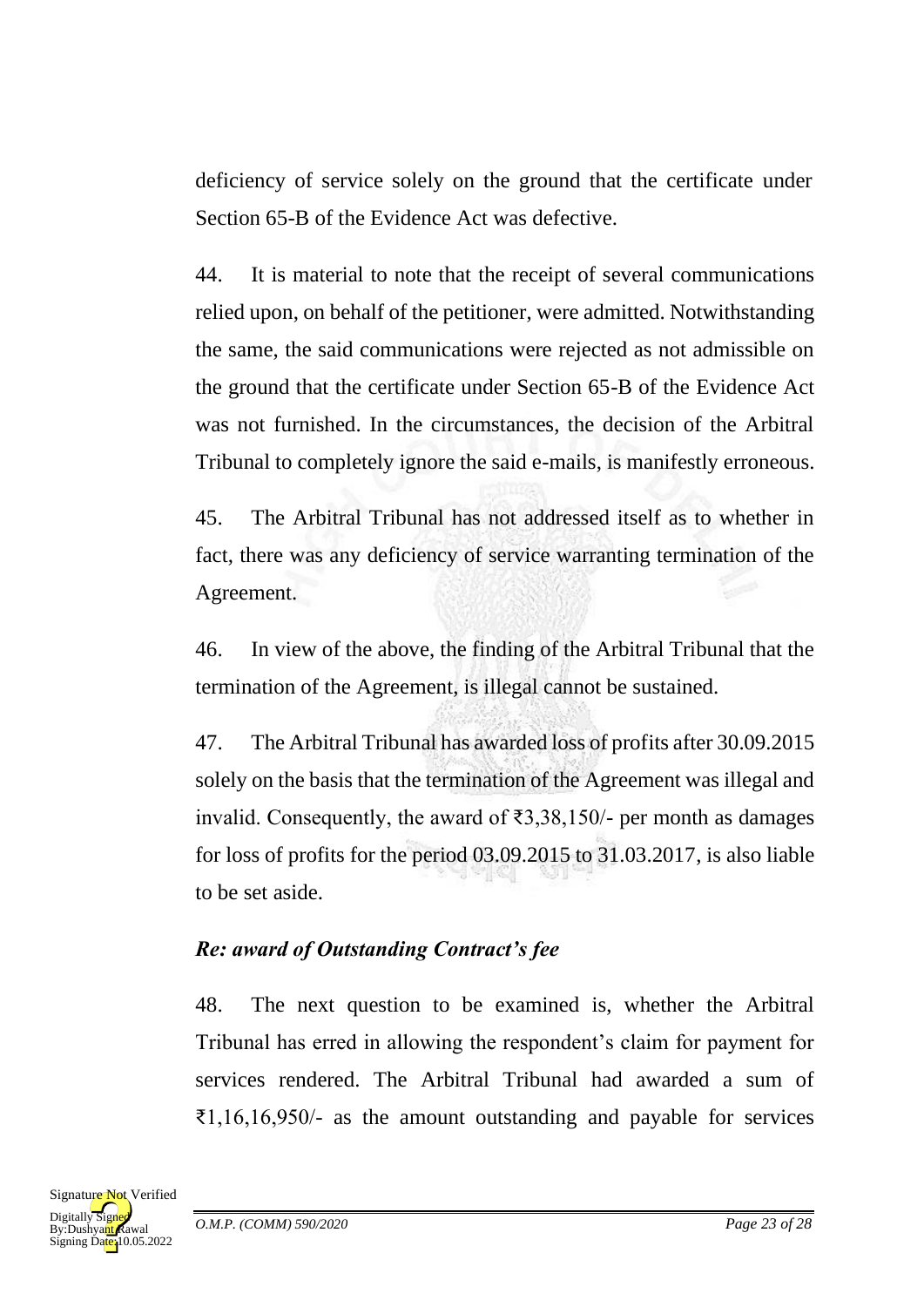deficiency of service solely on the ground that the certificate under Section 65-B of the Evidence Act was defective.

44. It is material to note that the receipt of several communications relied upon, on behalf of the petitioner, were admitted. Notwithstanding the same, the said communications were rejected as not admissible on the ground that the certificate under Section 65-B of the Evidence Act was not furnished. In the circumstances, the decision of the Arbitral Tribunal to completely ignore the said e-mails, is manifestly erroneous.

45. The Arbitral Tribunal has not addressed itself as to whether in fact, there was any deficiency of service warranting termination of the Agreement.

46. In view of the above, the finding of the Arbitral Tribunal that the termination of the Agreement, is illegal cannot be sustained.

47. The Arbitral Tribunal has awarded loss of profits after 30.09.2015 solely on the basis that the termination of the Agreement was illegal and invalid. Consequently, the award of ₹3,38,150/- per month as damages for loss of profits for the period 03.09.2015 to 31.03.2017, is also liable to be set aside.

### *Re: award of Outstanding Contract's fee*

48. The next question to be examined is, whether the Arbitral Tribunal has erred in allowing the respondent's claim for payment for services rendered. The Arbitral Tribunal had awarded a sum of ₹1,16,16,950/- as the amount outstanding and payable for services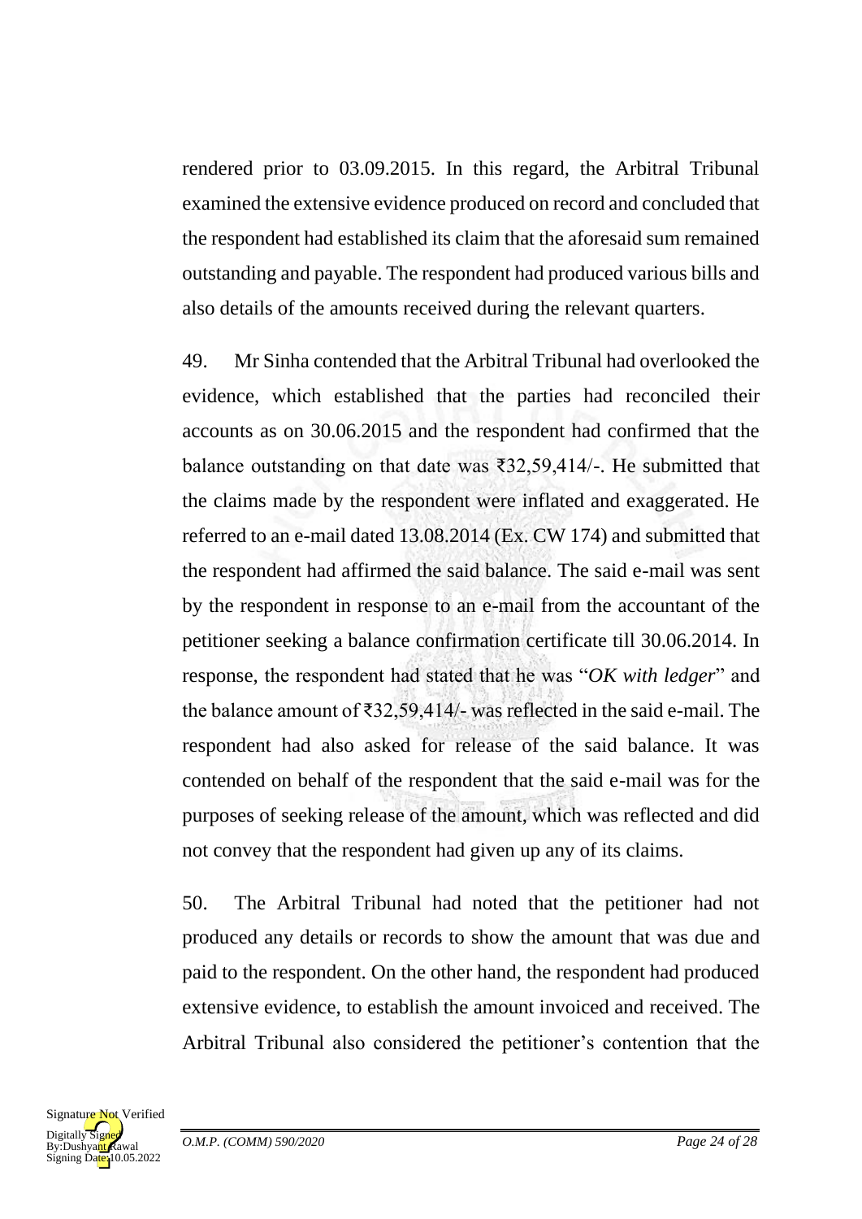rendered prior to 03.09.2015. In this regard, the Arbitral Tribunal examined the extensive evidence produced on record and concluded that the respondent had established its claim that the aforesaid sum remained outstanding and payable. The respondent had produced various bills and also details of the amounts received during the relevant quarters.

49. Mr Sinha contended that the Arbitral Tribunal had overlooked the evidence, which established that the parties had reconciled their accounts as on 30.06.2015 and the respondent had confirmed that the balance outstanding on that date was ₹32,59,414/-. He submitted that the claims made by the respondent were inflated and exaggerated. He referred to an e-mail dated 13.08.2014 (Ex. CW 174) and submitted that the respondent had affirmed the said balance. The said e-mail was sent by the respondent in response to an e-mail from the accountant of the petitioner seeking a balance confirmation certificate till 30.06.2014. In response, the respondent had stated that he was "*OK with ledger*" and the balance amount of ₹32,59,414/- was reflected in the said e-mail. The respondent had also asked for release of the said balance. It was contended on behalf of the respondent that the said e-mail was for the purposes of seeking release of the amount, which was reflected and did not convey that the respondent had given up any of its claims.

50. The Arbitral Tribunal had noted that the petitioner had not produced any details or records to show the amount that was due and paid to the respondent. On the other hand, the respondent had produced extensive evidence, to establish the amount invoiced and received. The Arbitral Tribunal also considered the petitioner's contention that the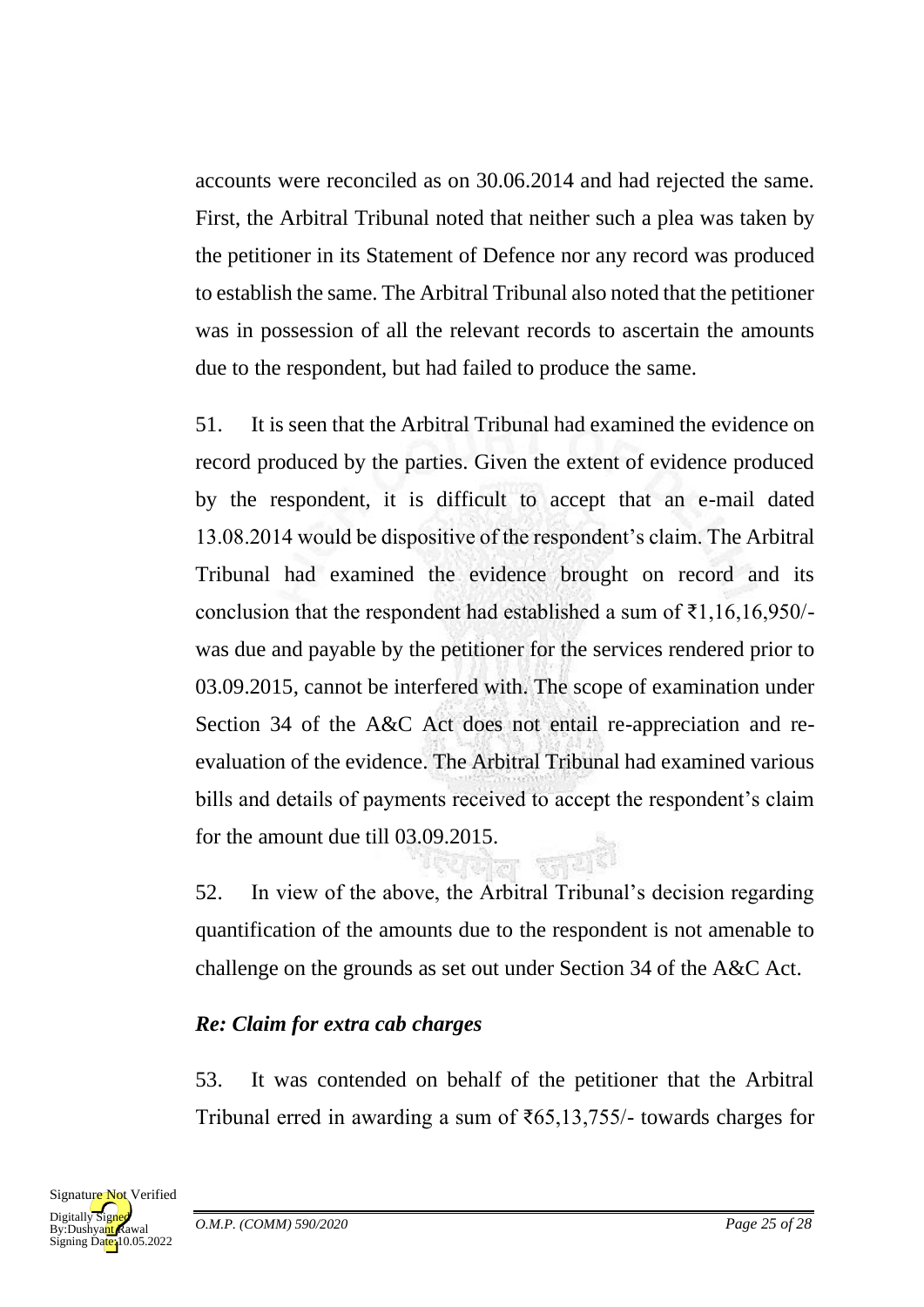accounts were reconciled as on 30.06.2014 and had rejected the same. First, the Arbitral Tribunal noted that neither such a plea was taken by the petitioner in its Statement of Defence nor any record was produced to establish the same. The Arbitral Tribunal also noted that the petitioner was in possession of all the relevant records to ascertain the amounts due to the respondent, but had failed to produce the same.

51. It is seen that the Arbitral Tribunal had examined the evidence on record produced by the parties. Given the extent of evidence produced by the respondent, it is difficult to accept that an e-mail dated 13.08.2014 would be dispositive of the respondent's claim. The Arbitral Tribunal had examined the evidence brought on record and its conclusion that the respondent had established a sum of ₹1,16,16,950/- was due and payable by the petitioner for the services rendered prior to 03.09.2015, cannot be interfered with. The scope of examination under Section 34 of the A&C Act does not entail re-appreciation and re-evaluation of the evidence. The Arbitral Tribunal had examined various bills and details of payments received to accept the respondent's claim for the amount due till 03.09.2015.

52. In view of the above, the Arbitral Tribunal's decision regarding quantification of the amounts due to the respondent is not amenable to challenge on the grounds as set out under Section 34 of the A&C Act.

***Re: Claim for extra cab charges***

53. It was contended on behalf of the petitioner that the Arbitral Tribunal erred in awarding a sum of ₹65,13,755/- towards charges for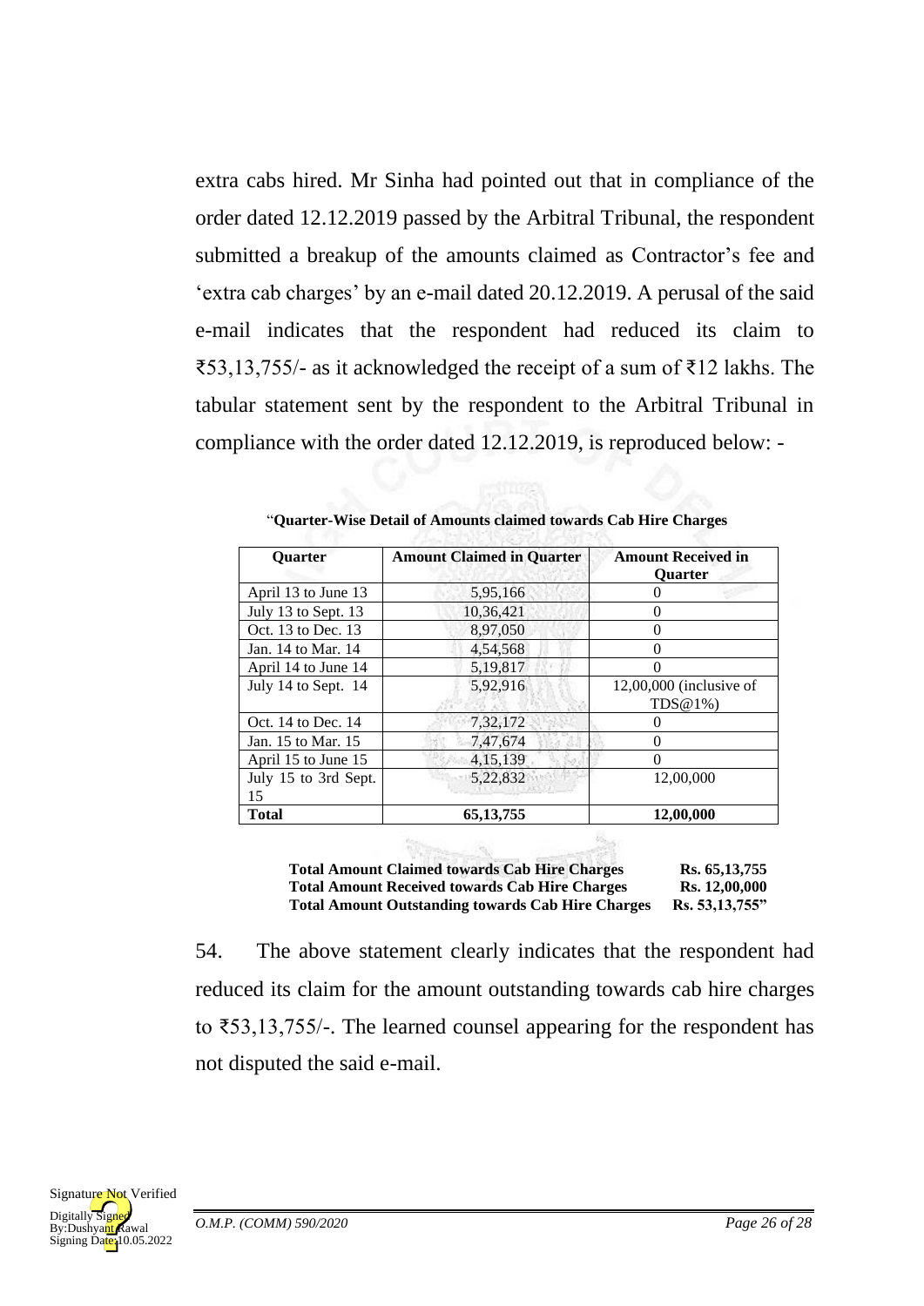extra cabs hired. Mr Sinha had pointed out that in compliance of the order dated 12.12.2019 passed by the Arbitral Tribunal, the respondent submitted a breakup of the amounts claimed as Contractor's fee and 'extra cab charges' by an e-mail dated 20.12.2019. A perusal of the said e-mail indicates that the respondent had reduced its claim to ₹53,13,755/- as it acknowledged the receipt of a sum of ₹12 lakhs. The tabular statement sent by the respondent to the Arbitral Tribunal in compliance with the order dated 12.12.2019, is reproduced below: -

"**Quarter-Wise Detail of Amounts claimed towards Cab Hire Charges**

| Quarter | Amount Claimed in Quarter | Amount Received in Quarter |
|---|---|---|
| April 13 to June 13 | 5,95,166 | 0 |
| July 13 to Sept. 13 | 10,36,421 | 0 |
| Oct. 13 to Dec. 13 | 8,97,050 | 0 |
| Jan. 14 to Mar. 14 | 4,54,568 | 0 |
| April 14 to June 14 | 5,19,817 | 0 |
| July 14 to Sept. 14 | 5,92,916 | 12,00,000 (inclusive of TDS@1%) |
| Oct. 14 to Dec. 14 | 7,32,172 | 0 |
| Jan. 15 to Mar. 15 | 7,47,674 | 0 |
| April 15 to June 15 | 4,15,139 | 0 |
| July 15 to 3rd Sept. 15 | 5,22,832 | 12,00,000 |
| **Total** | **65,13,755** | **12,00,000** |

**Total Amount Claimed towards Cab Hire Charges** **Rs. 65,13,755**
**Total Amount Received towards Cab Hire Charges** **Rs. 12,00,000**
**Total Amount Outstanding towards Cab Hire Charges** **Rs. 53,13,755"**

54. The above statement clearly indicates that the respondent had reduced its claim for the amount outstanding towards cab hire charges to ₹53,13,755/-. The learned counsel appearing for the respondent has not disputed the said e-mail.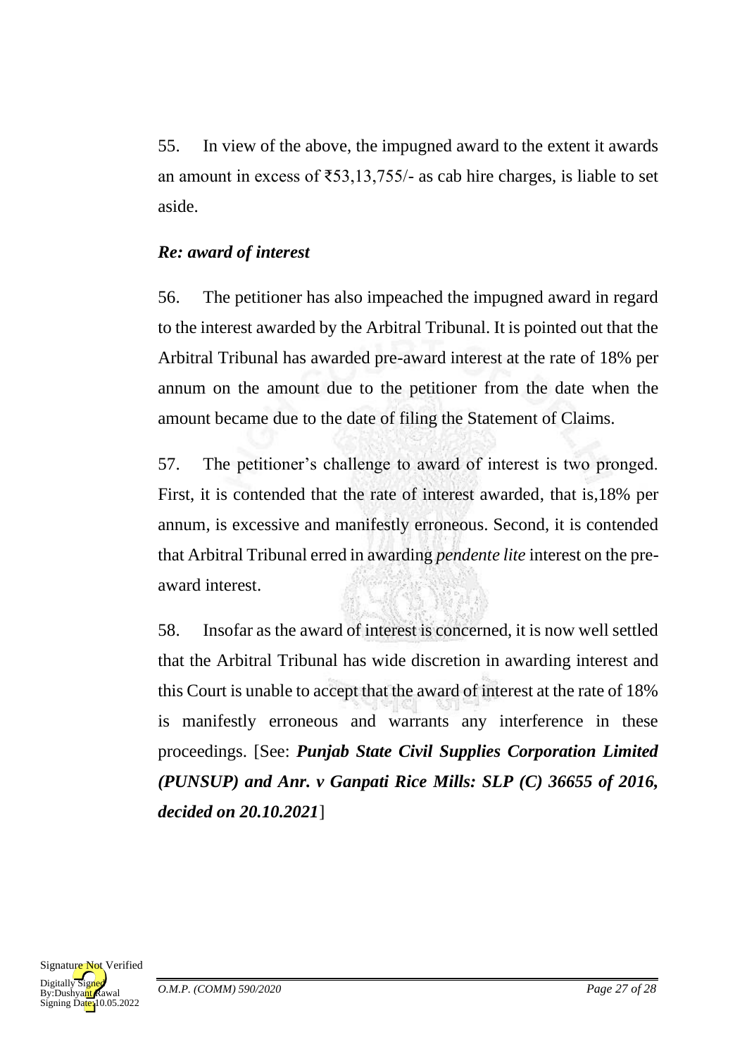55. In view of the above, the impugned award to the extent it awards an amount in excess of ₹53,13,755/- as cab hire charges, is liable to set aside.

*Re: award of interest*

56. The petitioner has also impeached the impugned award in regard to the interest awarded by the Arbitral Tribunal. It is pointed out that the Arbitral Tribunal has awarded pre-award interest at the rate of 18% per annum on the amount due to the petitioner from the date when the amount became due to the date of filing the Statement of Claims.

57. The petitioner's challenge to award of interest is two pronged. First, it is contended that the rate of interest awarded, that is,18% per annum, is excessive and manifestly erroneous. Second, it is contended that Arbitral Tribunal erred in awarding *pendente lite* interest on the pre-award interest.

58. Insofar as the award of interest is concerned, it is now well settled that the Arbitral Tribunal has wide discretion in awarding interest and this Court is unable to accept that the award of interest at the rate of 18% is manifestly erroneous and warrants any interference in these proceedings. [See: ***Punjab State Civil Supplies Corporation Limited (PUNSUP) and Anr. v Ganpati Rice Mills: SLP (C) 36655 of 2016, decided on 20.10.2021***]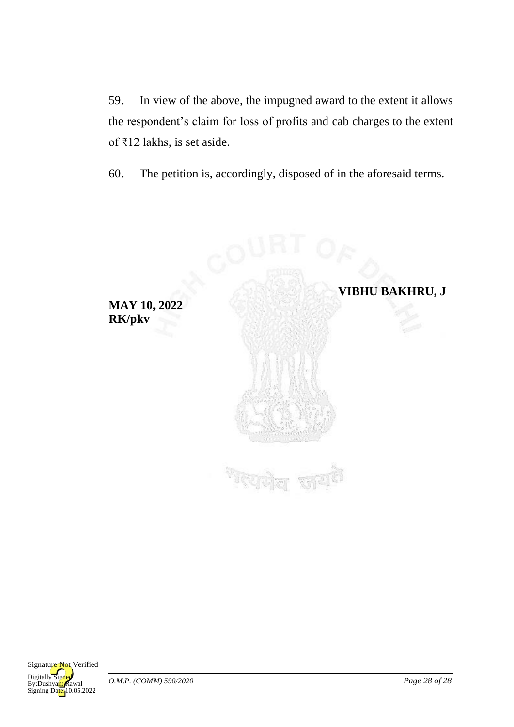59. In view of the above, the impugned award to the extent it allows the respondent's claim for loss of profits and cab charges to the extent of ₹12 lakhs, is set aside.

60. The petition is, accordingly, disposed of in the aforesaid terms.

**VIBHU BAKHRU, J**

**MAY 10, 2022**
**RK/pkv**